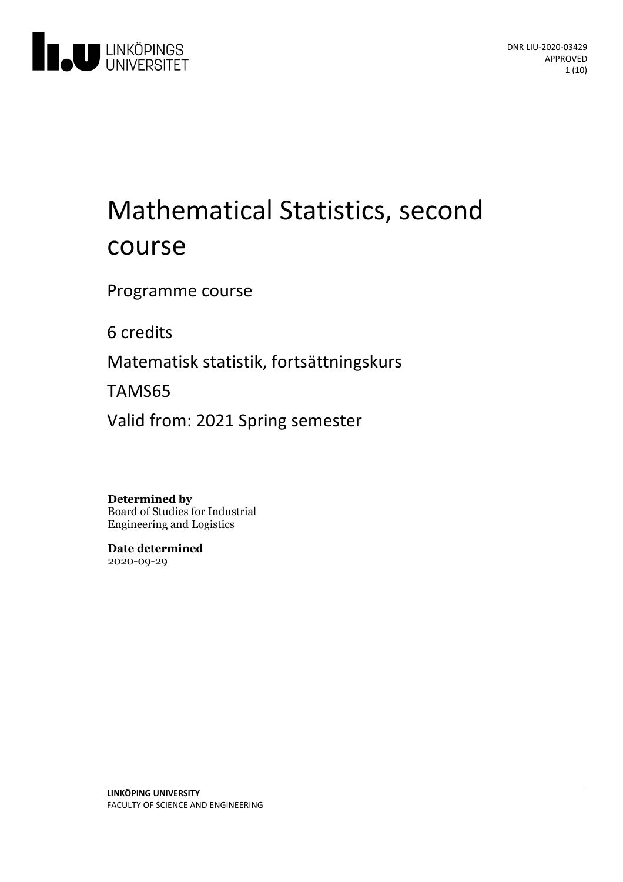DNR LIU-2020-03429
APPROVED

# Mathematical Statistics, second course

Programme course

6 credits

Matematisk statistik, fortsättningskurs

TAMS65

Valid from: 2021 Spring semester

**Determined by**
Board of Studies for Industrial Engineering and Logistics

**Date determined**
2020-09-29

**LINKÖPING UNIVERSITY**
FACULTY OF SCIENCE AND ENGINEERING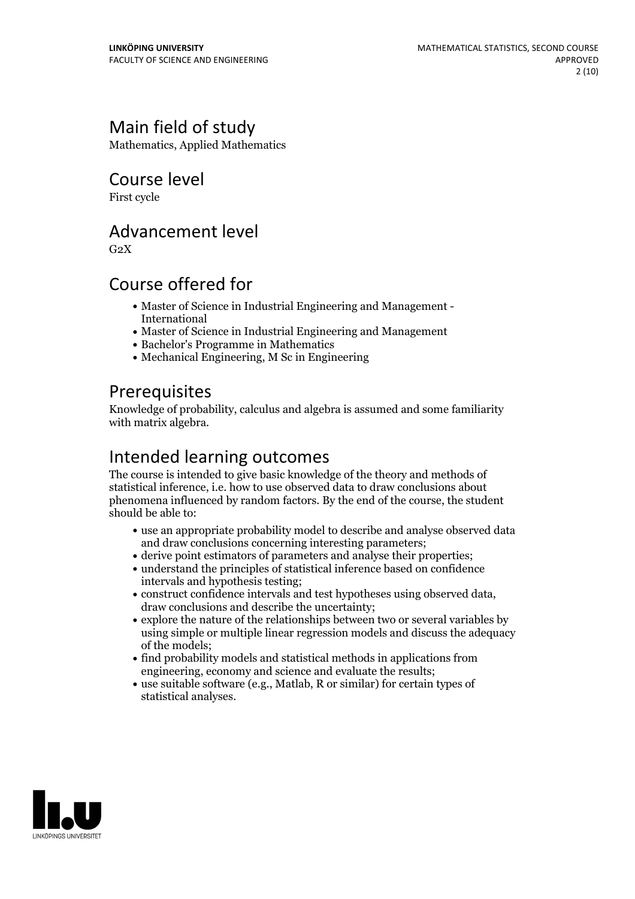## Main field of study

Mathematics, Applied Mathematics

## Course level

First cycle

## Advancement level

G2X

## Course offered for

- Master of Science in Industrial Engineering and Management - International
- Master of Science in Industrial Engineering and Management
- Bachelor's Programme in Mathematics
- Mechanical Engineering, M Sc in Engineering

## Prerequisites

Knowledge of probability, calculus and algebra is assumed and some familiarity with matrix algebra.

## Intended learning outcomes

The course is intended to give basic knowledge of the theory and methods of statistical inference, i.e. how to use observed data to draw conclusions about phenomena influenced by random factors. By the end of the course, the student should be able to:

- use an appropriate probability model to describe and analyse observed data and draw conclusions concerning interesting parameters;
- derive point estimators of parameters and analyse their properties;
- understand the principles of statistical inference based on confidence intervals and hypothesis testing;
- construct confidence intervals and test hypotheses using observed data, draw conclusions and describe the uncertainty;
- explore the nature of the relationships between two or several variables by using simple or multiple linear regression models and discuss the adequacy of the models;
- find probability models and statistical methods in applications from engineering, economy and science and evaluate the results;
- use suitable software (e.g., Matlab, R or similar) for certain types of statistical analyses.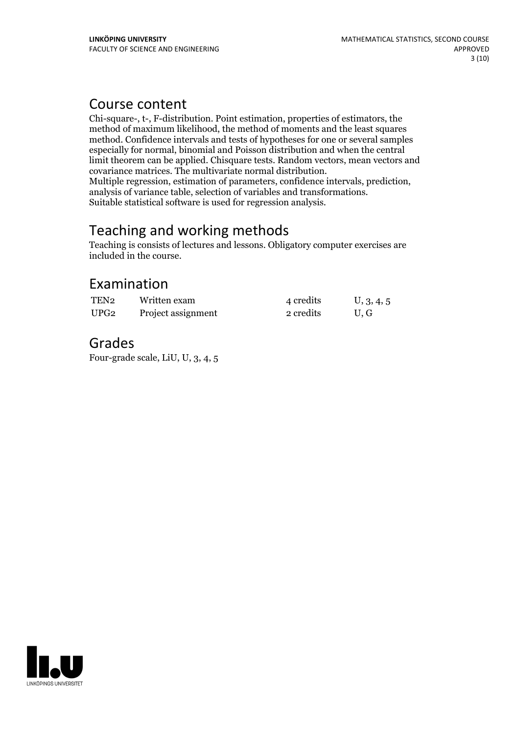## Course content

Chi-square-, t-, F-distribution. Point estimation, properties of estimators, the method of maximum likelihood, the method of moments and the least squares method. Confidence intervals and tests of hypotheses for one or several samples especially for normal, binomial and Poisson distribution and when the central limit theorem can be applied. Chisquare tests. Random vectors, mean vectors and covariance matrices. The multivariate normal distribution.
Multiple regression, estimation of parameters, confidence intervals, prediction, analysis of variance table, selection of variables and transformations.
Suitable statistical software is used for regression analysis.

## Teaching and working methods

Teaching is consists of lectures and lessons. Obligatory computer exercises are included in the course.

## Examination

| | | | |
|---|---|---|---|
| TEN2 | Written exam | 4 credits | U, 3, 4, 5 |
| UPG2 | Project assignment | 2 credits | U, G |

## Grades

Four-grade scale, LiU, U, 3, 4, 5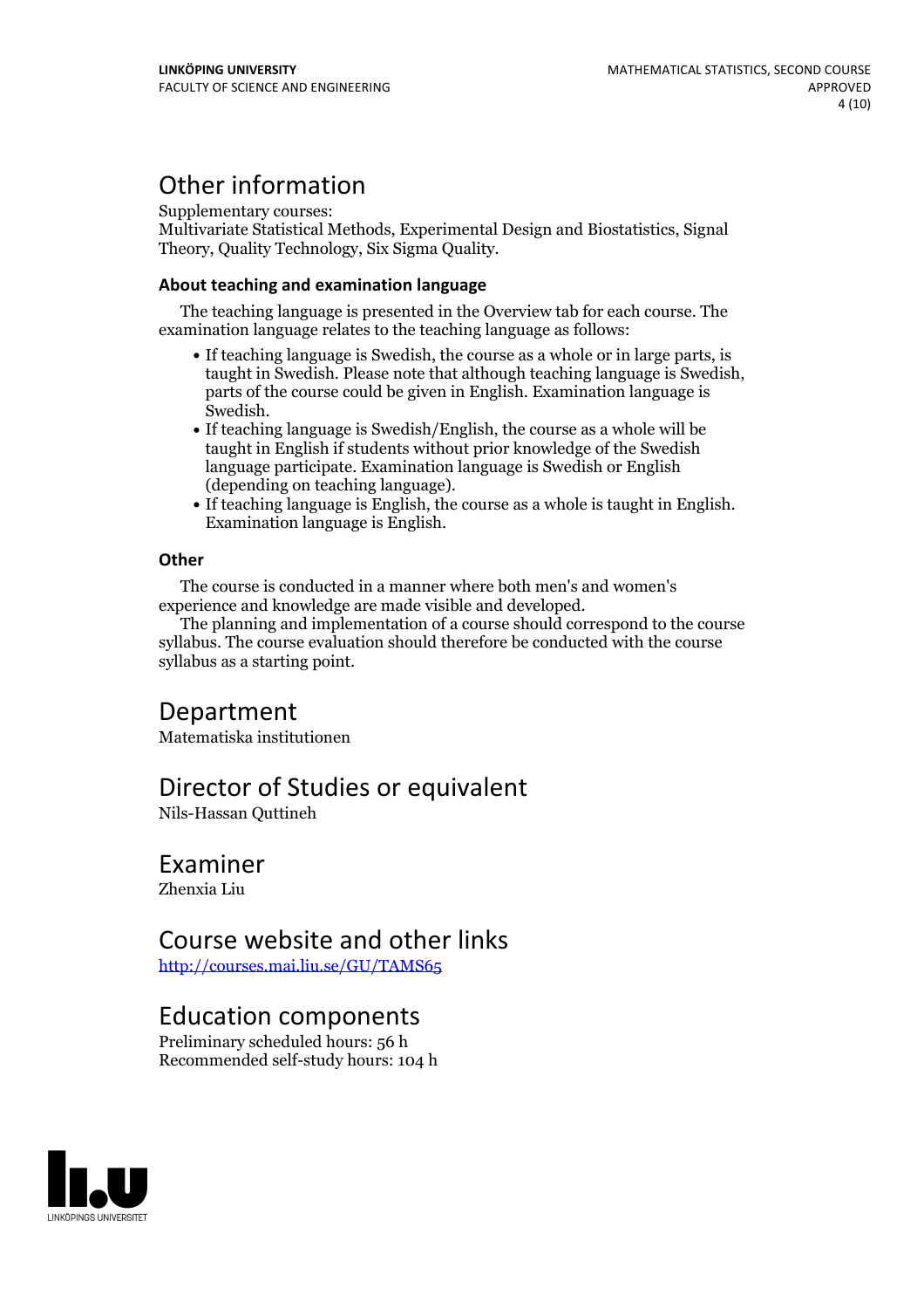# Other information

Supplementary courses:
Multivariate Statistical Methods, Experimental Design and Biostatistics, Signal Theory, Quality Technology, Six Sigma Quality.

### About teaching and examination language

The teaching language is presented in the Overview tab for each course. The examination language relates to the teaching language as follows:

- If teaching language is Swedish, the course as a whole or in large parts, is taught in Swedish. Please note that although teaching language is Swedish, parts of the course could be given in English. Examination language is Swedish.
- If teaching language is Swedish/English, the course as a whole will be taught in English if students without prior knowledge of the Swedish language participate. Examination language is Swedish or English (depending on teaching language).
- If teaching language is English, the course as a whole is taught in English. Examination language is English.

### Other

The course is conducted in a manner where both men's and women's experience and knowledge are made visible and developed.

The planning and implementation of a course should correspond to the course syllabus. The course evaluation should therefore be conducted with the course syllabus as a starting point.

# Department

Matematiska institutionen

# Director of Studies or equivalent

Nils-Hassan Quttineh

# Examiner

Zhenxia Liu

# Course website and other links

http://courses.mai.liu.se/GU/TAMS65

# Education components

Preliminary scheduled hours: 56 h
Recommended self-study hours: 104 h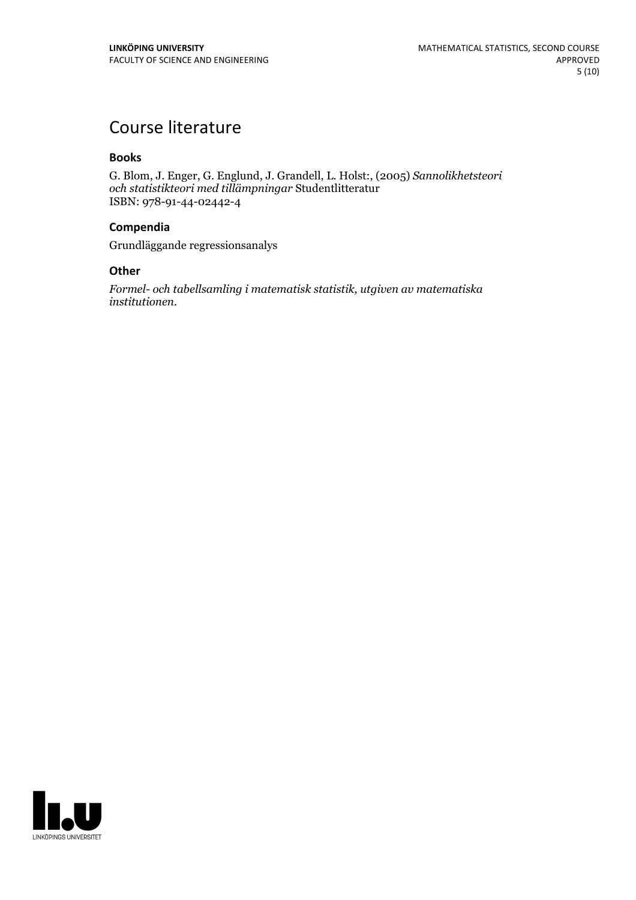# Course literature

### Books

G. Blom, J. Enger, G. Englund, J. Grandell, L. Holst:, (2005) *Sannolikhetsteori och statistikteori med tillämpningar* Studentlitteratur
ISBN: 978-91-44-02442-4

### Compendia

Grundläggande regressionsanalys

### Other

*Formel- och tabellsamling i matematisk statistik, utgiven av matematiska institutionen.*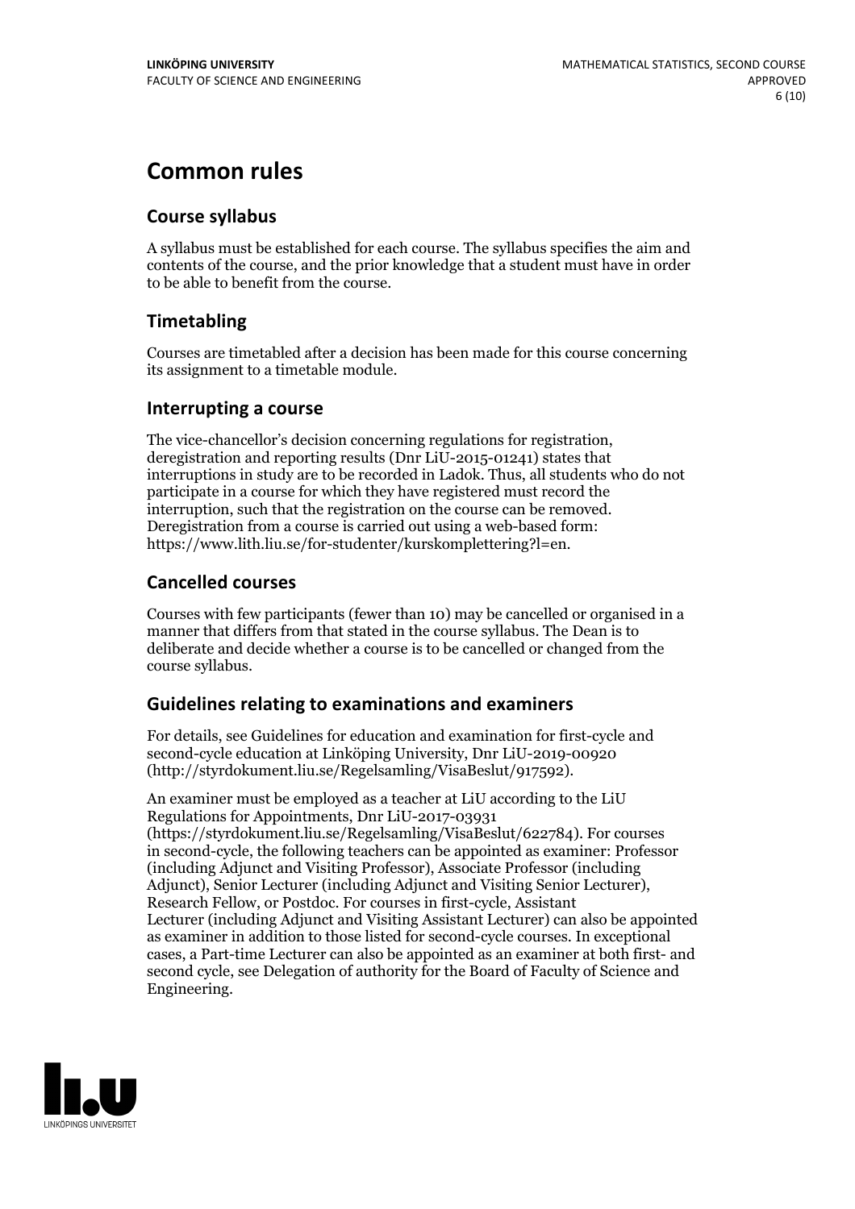# Common rules

## Course syllabus

A syllabus must be established for each course. The syllabus specifies the aim and contents of the course, and the prior knowledge that a student must have in order to be able to benefit from the course.

## Timetabling

Courses are timetabled after a decision has been made for this course concerning its assignment to a timetable module.

## Interrupting a course

The vice-chancellor's decision concerning regulations for registration, deregistration and reporting results (Dnr LiU-2015-01241) states that interruptions in study are to be recorded in Ladok. Thus, all students who do not participate in a course for which they have registered must record the interruption, such that the registration on the course can be removed. Deregistration from a course is carried out using a web-based form: https://www.lith.liu.se/for-studenter/kurskomplettering?l=en.

## Cancelled courses

Courses with few participants (fewer than 10) may be cancelled or organised in a manner that differs from that stated in the course syllabus. The Dean is to deliberate and decide whether a course is to be cancelled or changed from the course syllabus.

## Guidelines relating to examinations and examiners

For details, see Guidelines for education and examination for first-cycle and second-cycle education at Linköping University, Dnr LiU-2019-00920 (http://styrdokument.liu.se/Regelsamling/VisaBeslut/917592).

An examiner must be employed as a teacher at LiU according to the LiU Regulations for Appointments, Dnr LiU-2017-03931 (https://styrdokument.liu.se/Regelsamling/VisaBeslut/622784). For courses in second-cycle, the following teachers can be appointed as examiner: Professor (including Adjunct and Visiting Professor), Associate Professor (including Adjunct), Senior Lecturer (including Adjunct and Visiting Senior Lecturer), Research Fellow, or Postdoc. For courses in first-cycle, Assistant Lecturer (including Adjunct and Visiting Assistant Lecturer) can also be appointed as examiner in addition to those listed for second-cycle courses. In exceptional cases, a Part-time Lecturer can also be appointed as an examiner at both first- and second cycle, see Delegation of authority for the Board of Faculty of Science and Engineering.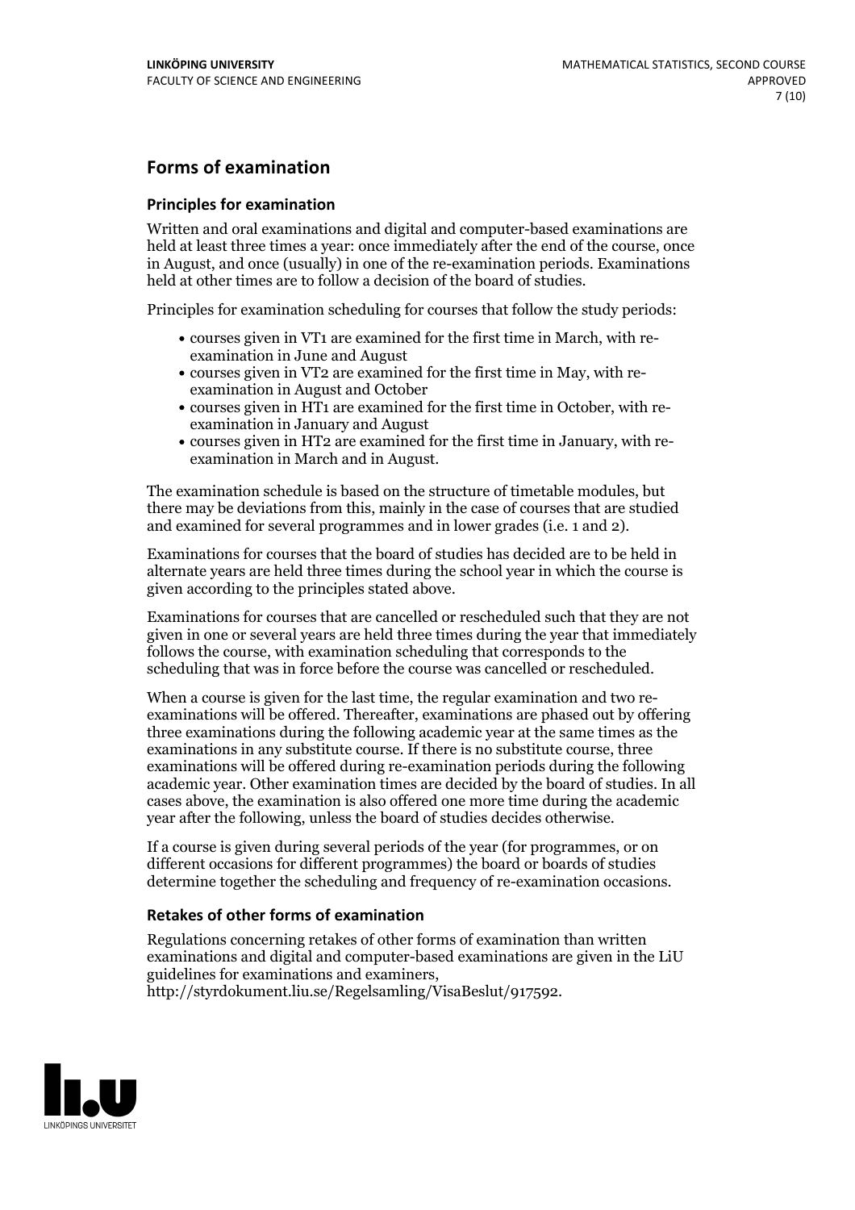## Forms of examination

### Principles for examination

Written and oral examinations and digital and computer-based examinations are held at least three times a year: once immediately after the end of the course, once in August, and once (usually) in one of the re-examination periods. Examinations held at other times are to follow a decision of the board of studies.

Principles for examination scheduling for courses that follow the study periods:

- courses given in VT1 are examined for the first time in March, with re-examination in June and August
- courses given in VT2 are examined for the first time in May, with re-examination in August and October
- courses given in HT1 are examined for the first time in October, with re-examination in January and August
- courses given in HT2 are examined for the first time in January, with re-examination in March and in August.

The examination schedule is based on the structure of timetable modules, but there may be deviations from this, mainly in the case of courses that are studied and examined for several programmes and in lower grades (i.e. 1 and 2).

Examinations for courses that the board of studies has decided are to be held in alternate years are held three times during the school year in which the course is given according to the principles stated above.

Examinations for courses that are cancelled or rescheduled such that they are not given in one or several years are held three times during the year that immediately follows the course, with examination scheduling that corresponds to the scheduling that was in force before the course was cancelled or rescheduled.

When a course is given for the last time, the regular examination and two re-examinations will be offered. Thereafter, examinations are phased out by offering three examinations during the following academic year at the same times as the examinations in any substitute course. If there is no substitute course, three examinations will be offered during re-examination periods during the following academic year. Other examination times are decided by the board of studies. In all cases above, the examination is also offered one more time during the academic year after the following, unless the board of studies decides otherwise.

If a course is given during several periods of the year (for programmes, or on different occasions for different programmes) the board or boards of studies determine together the scheduling and frequency of re-examination occasions.

### Retakes of other forms of examination

Regulations concerning retakes of other forms of examination than written examinations and digital and computer-based examinations are given in the LiU guidelines for examinations and examiners, http://styrdokument.liu.se/Regelsamling/VisaBeslut/917592.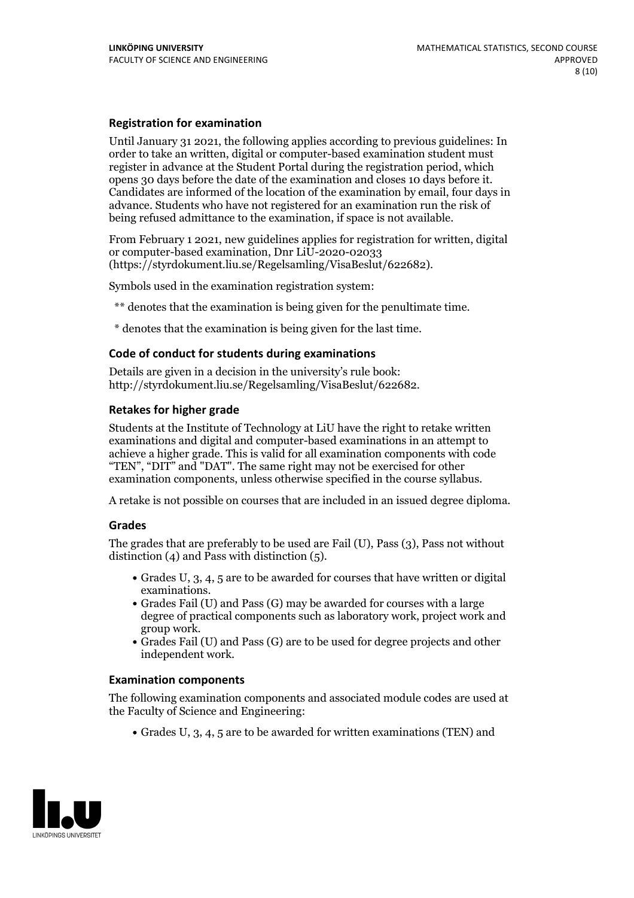### Registration for examination

Until January 31 2021, the following applies according to previous guidelines: In order to take an written, digital or computer-based examination student must register in advance at the Student Portal during the registration period, which opens 30 days before the date of the examination and closes 10 days before it. Candidates are informed of the location of the examination by email, four days in advance. Students who have not registered for an examination run the risk of being refused admittance to the examination, if space is not available.

From February 1 2021, new guidelines applies for registration for written, digital or computer-based examination, Dnr LiU-2020-02033 (https://styrdokument.liu.se/Regelsamling/VisaBeslut/622682).

Symbols used in the examination registration system:

** denotes that the examination is being given for the penultimate time.

* denotes that the examination is being given for the last time.

### Code of conduct for students during examinations

Details are given in a decision in the university's rule book: http://styrdokument.liu.se/Regelsamling/VisaBeslut/622682.

### Retakes for higher grade

Students at the Institute of Technology at LiU have the right to retake written examinations and digital and computer-based examinations in an attempt to achieve a higher grade. This is valid for all examination components with code "TEN", "DIT" and "DAT". The same right may not be exercised for other examination components, unless otherwise specified in the course syllabus.

A retake is not possible on courses that are included in an issued degree diploma.

### Grades

The grades that are preferably to be used are Fail (U), Pass (3), Pass not without distinction (4) and Pass with distinction (5).

- Grades U, 3, 4, 5 are to be awarded for courses that have written or digital examinations.
- Grades Fail (U) and Pass (G) may be awarded for courses with a large degree of practical components such as laboratory work, project work and group work.
- Grades Fail (U) and Pass (G) are to be used for degree projects and other independent work.

### Examination components

The following examination components and associated module codes are used at the Faculty of Science and Engineering:

- Grades U, 3, 4, 5 are to be awarded for written examinations (TEN) and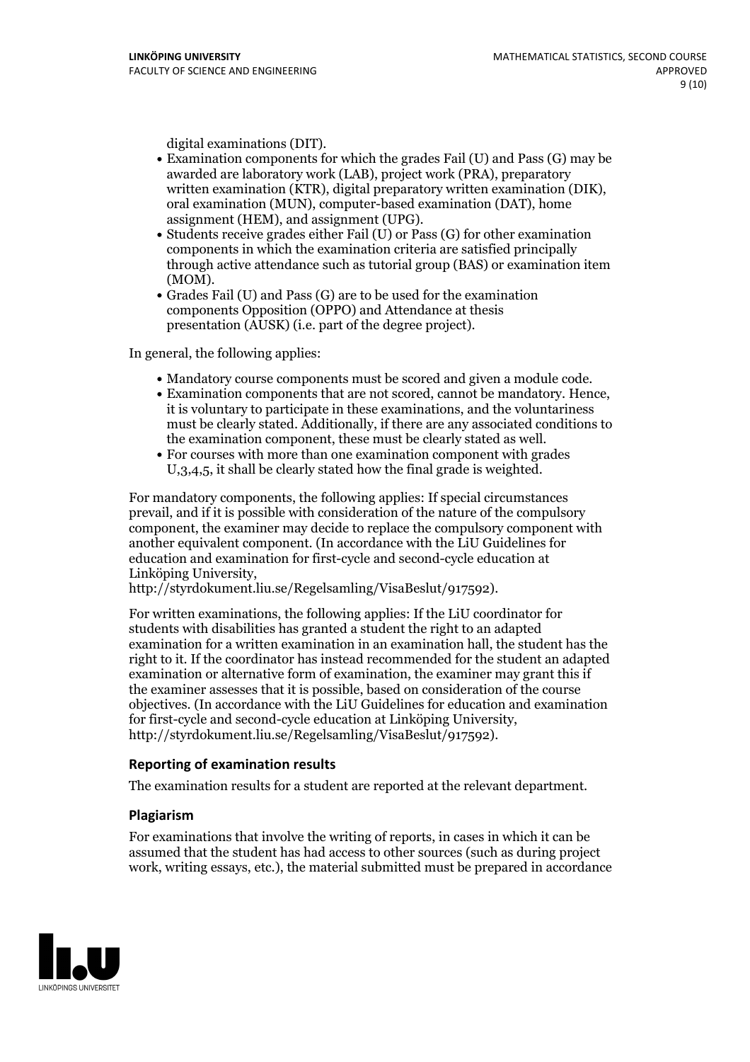digital examinations (DIT).

- Examination components for which the grades Fail (U) and Pass (G) may be awarded are laboratory work (LAB), project work (PRA), preparatory written examination (KTR), digital preparatory written examination (DIK), oral examination (MUN), computer-based examination (DAT), home assignment (HEM), and assignment (UPG).
- Students receive grades either Fail (U) or Pass (G) for other examination components in which the examination criteria are satisfied principally through active attendance such as tutorial group (BAS) or examination item (MOM).
- Grades Fail (U) and Pass (G) are to be used for the examination components Opposition (OPPO) and Attendance at thesis presentation (AUSK) (i.e. part of the degree project).

In general, the following applies:

- Mandatory course components must be scored and given a module code.
- Examination components that are not scored, cannot be mandatory. Hence, it is voluntary to participate in these examinations, and the voluntariness must be clearly stated. Additionally, if there are any associated conditions to the examination component, these must be clearly stated as well.
- For courses with more than one examination component with grades U,3,4,5, it shall be clearly stated how the final grade is weighted.

For mandatory components, the following applies: If special circumstances prevail, and if it is possible with consideration of the nature of the compulsory component, the examiner may decide to replace the compulsory component with another equivalent component. (In accordance with the LiU Guidelines for education and examination for first-cycle and second-cycle education at Linköping University, http://styrdokument.liu.se/Regelsamling/VisaBeslut/917592).

For written examinations, the following applies: If the LiU coordinator for students with disabilities has granted a student the right to an adapted examination for a written examination in an examination hall, the student has the right to it. If the coordinator has instead recommended for the student an adapted examination or alternative form of examination, the examiner may grant this if the examiner assesses that it is possible, based on consideration of the course objectives. (In accordance with the LiU Guidelines for education and examination for first-cycle and second-cycle education at Linköping University, http://styrdokument.liu.se/Regelsamling/VisaBeslut/917592).

### Reporting of examination results

The examination results for a student are reported at the relevant department.

### Plagiarism

For examinations that involve the writing of reports, in cases in which it can be assumed that the student has had access to other sources (such as during project work, writing essays, etc.), the material submitted must be prepared in accordance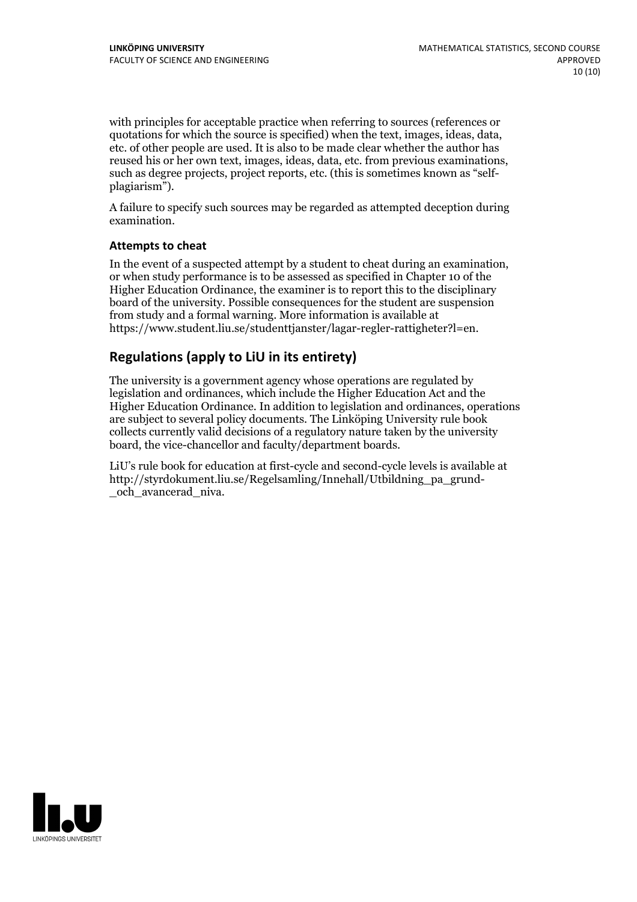with principles for acceptable practice when referring to sources (references or quotations for which the source is specified) when the text, images, ideas, data, etc. of other people are used. It is also to be made clear whether the author has reused his or her own text, images, ideas, data, etc. from previous examinations, such as degree projects, project reports, etc. (this is sometimes known as "self-plagiarism").

A failure to specify such sources may be regarded as attempted deception during examination.

### Attempts to cheat

In the event of a suspected attempt by a student to cheat during an examination, or when study performance is to be assessed as specified in Chapter 10 of the Higher Education Ordinance, the examiner is to report this to the disciplinary board of the university. Possible consequences for the student are suspension from study and a formal warning. More information is available at https://www.student.liu.se/studenttjanster/lagar-regler-rattigheter?l=en.

## Regulations (apply to LiU in its entirety)

The university is a government agency whose operations are regulated by legislation and ordinances, which include the Higher Education Act and the Higher Education Ordinance. In addition to legislation and ordinances, operations are subject to several policy documents. The Linköping University rule book collects currently valid decisions of a regulatory nature taken by the university board, the vice-chancellor and faculty/department boards.

LiU's rule book for education at first-cycle and second-cycle levels is available at http://styrdokument.liu.se/Regelsamling/Innehall/Utbildning_pa_grund-_och_avancerad_niva.